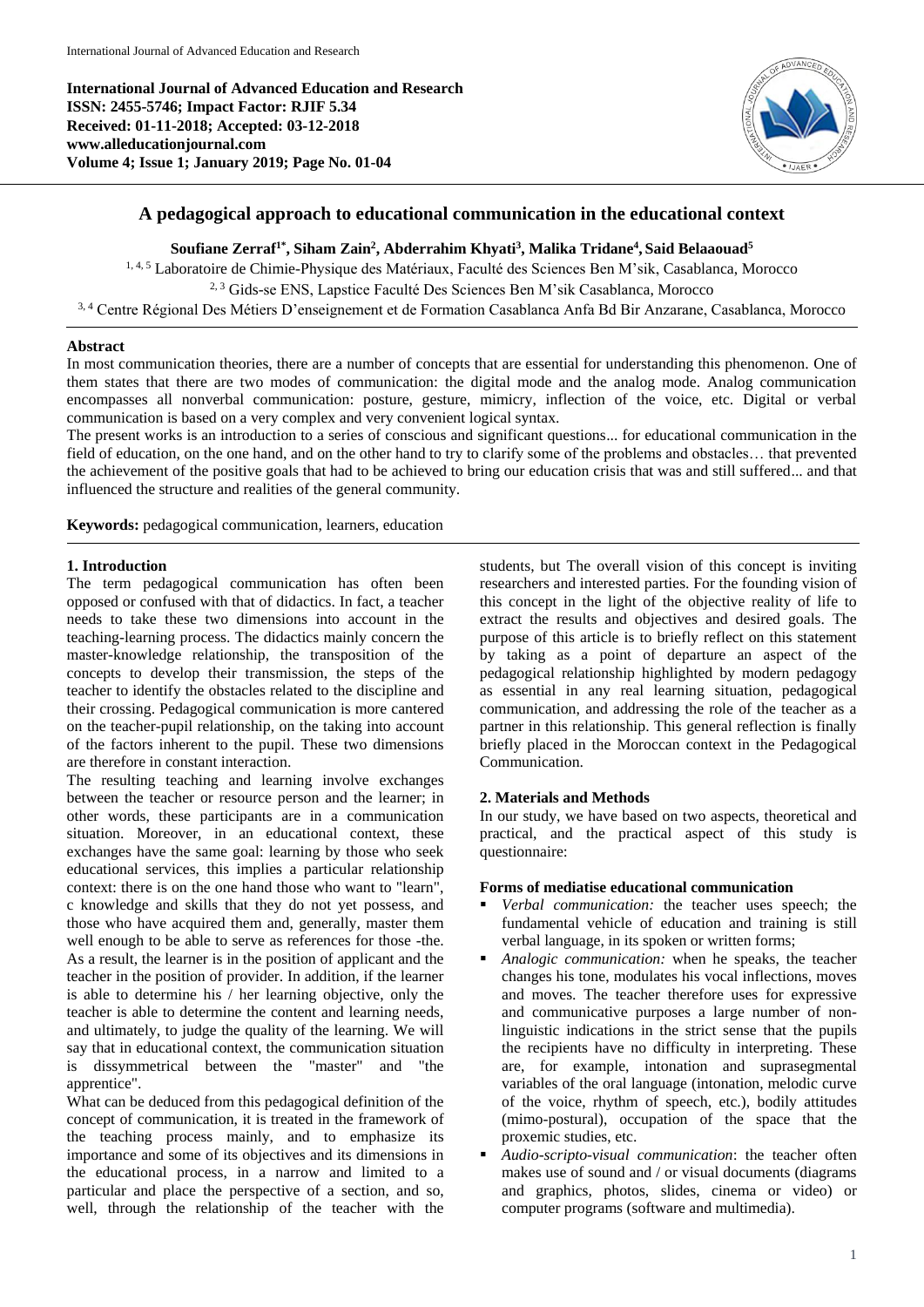International Journal of Advanced Education and Research
ISSN: 2455-5746; Impact Factor: RJIF 5.34
Received: 01-11-2018; Accepted: 03-12-2018
www.alleducationjournal.com
Volume 4; Issue 1; January 2019; Page No. 01-04

# A pedagogical approach to educational communication in the educational context

**Soufiane Zerraf[1*], Siham Zain[2], Abderrahim Khyati[3], Malika Tridane[4], Said Belaaouad[5]**

[1, 4, 5] Laboratoire de Chimie-Physique des Matériaux, Faculté des Sciences Ben M'sik, Casablanca, Morocco
[2, 3] Gids-se ENS, Lapstice Faculté Des Sciences Ben M'sik Casablanca, Morocco
[3, 4] Centre Régional Des Métiers D'enseignement et de Formation Casablanca Anfa Bd Bir Anzarane, Casablanca, Morocco

## Abstract

In most communication theories, there are a number of concepts that are essential for understanding this phenomenon. One of them states that there are two modes of communication: the digital mode and the analog mode. Analog communication encompasses all nonverbal communication: posture, gesture, mimicry, inflection of the voice, etc. Digital or verbal communication is based on a very complex and very convenient logical syntax.

The present works is an introduction to a series of conscious and significant questions... for educational communication in the field of education, on the one hand, and on the other hand to try to clarify some of the problems and obstacles… that prevented the achievement of the positive goals that had to be achieved to bring our education crisis that was and still suffered... and that influenced the structure and realities of the general community.

**Keywords:** pedagogical communication, learners, education

## 1. Introduction

The term pedagogical communication has often been opposed or confused with that of didactics. In fact, a teacher needs to take these two dimensions into account in the teaching-learning process. The didactics mainly concern the master-knowledge relationship, the transposition of the concepts to develop their transmission, the steps of the teacher to identify the obstacles related to the discipline and their crossing. Pedagogical communication is more cantered on the teacher-pupil relationship, on the taking into account of the factors inherent to the pupil. These two dimensions are therefore in constant interaction.

The resulting teaching and learning involve exchanges between the teacher or resource person and the learner; in other words, these participants are in a communication situation. Moreover, in an educational context, these exchanges have the same goal: learning by those who seek educational services, this implies a particular relationship context: there is on the one hand those who want to "learn", c knowledge and skills that they do not yet possess, and those who have acquired them and, generally, master them well enough to be able to serve as references for those -the. As a result, the learner is in the position of applicant and the teacher in the position of provider. In addition, if the learner is able to determine his / her learning objective, only the teacher is able to determine the content and learning needs, and ultimately, to judge the quality of the learning. We will say that in educational context, the communication situation is dissymmetrical between the "master" and "the apprentice".

What can be deduced from this pedagogical definition of the concept of communication, it is treated in the framework of the teaching process mainly, and to emphasize its importance and some of its objectives and its dimensions in the educational process, in a narrow and limited to a particular and place the perspective of a section, and so, well, through the relationship of the teacher with the students, but The overall vision of this concept is inviting researchers and interested parties. For the founding vision of this concept in the light of the objective reality of life to extract the results and objectives and desired goals. The purpose of this article is to briefly reflect on this statement by taking as a point of departure an aspect of the pedagogical relationship highlighted by modern pedagogy as essential in any real learning situation, pedagogical communication, and addressing the role of the teacher as a partner in this relationship. This general reflection is finally briefly placed in the Moroccan context in the Pedagogical Communication.

## 2. Materials and Methods

In our study, we have based on two aspects, theoretical and practical, and the practical aspect of this study is questionnaire:

### Forms of mediatise educational communication

- *Verbal communication:* the teacher uses speech; the fundamental vehicle of education and training is still verbal language, in its spoken or written forms;
- *Analogic communication:* when he speaks, the teacher changes his tone, modulates his vocal inflections, moves and moves. The teacher therefore uses for expressive and communicative purposes a large number of non-linguistic indications in the strict sense that the pupils the recipients have no difficulty in interpreting. These are, for example, intonation and suprasegmental variables of the oral language (intonation, melodic curve of the voice, rhythm of speech, etc.), bodily attitudes (mimo-postural), occupation of the space that the proxemic studies, etc.
- *Audio-scripto-visual communication*: the teacher often makes use of sound and / or visual documents (diagrams and graphics, photos, slides, cinema or video) or computer programs (software and multimedia).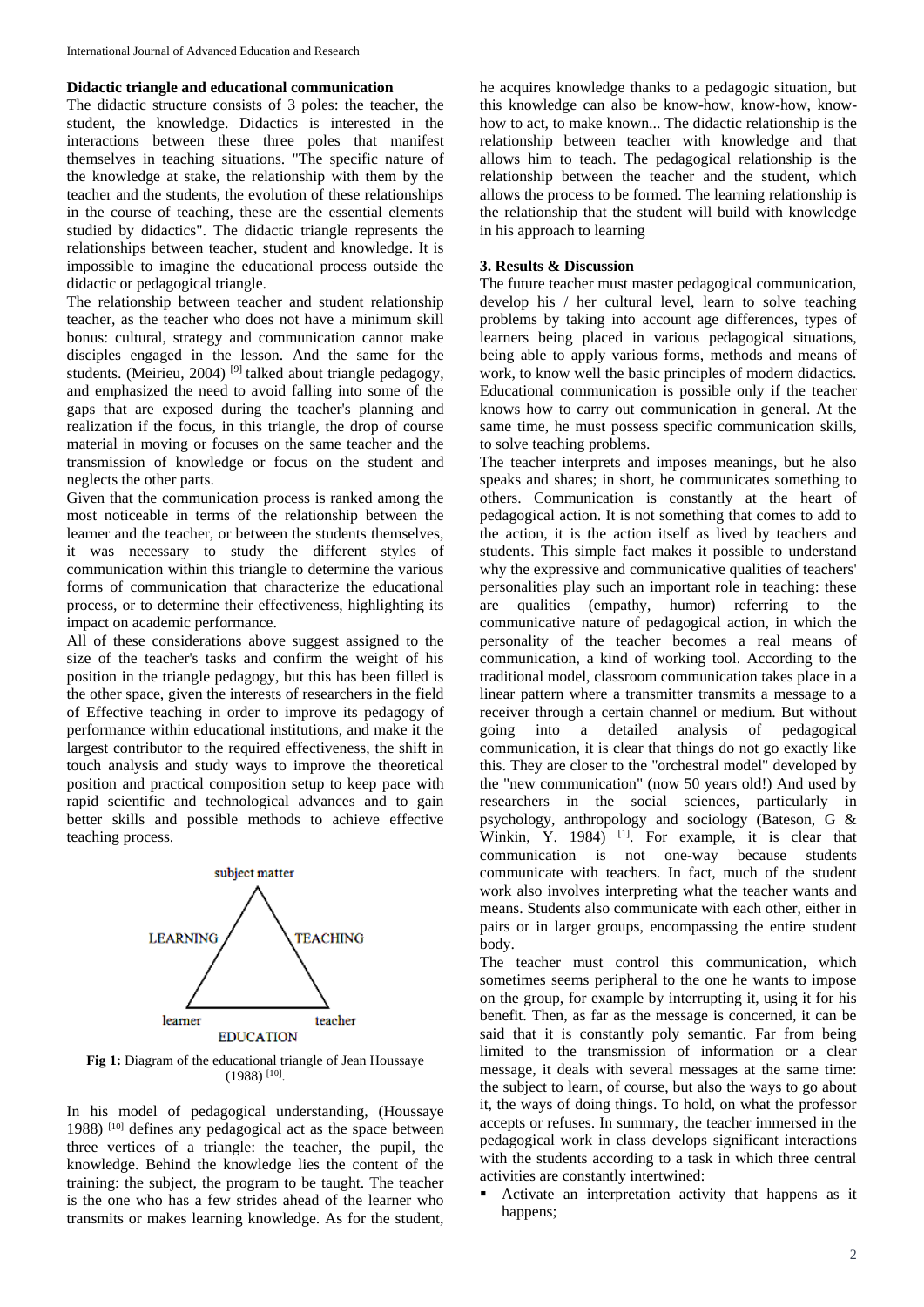#### Didactic triangle and educational communication

The didactic structure consists of 3 poles: the teacher, the student, the knowledge. Didactics is interested in the interactions between these three poles that manifest themselves in teaching situations. "The specific nature of the knowledge at stake, the relationship with them by the teacher and the students, the evolution of these relationships in the course of teaching, these are the essential elements studied by didactics". The didactic triangle represents the relationships between teacher, student and knowledge. It is impossible to imagine the educational process outside the didactic or pedagogical triangle.

The relationship between teacher and student relationship teacher, as the teacher who does not have a minimum skill bonus: cultural, strategy and communication cannot make disciples engaged in the lesson. And the same for the students. (Meirieu, 2004) [9] talked about triangle pedagogy, and emphasized the need to avoid falling into some of the gaps that are exposed during the teacher's planning and realization if the focus, in this triangle, the drop of course material in moving or focuses on the same teacher and the transmission of knowledge or focus on the student and neglects the other parts.

Given that the communication process is ranked among the most noticeable in terms of the relationship between the learner and the teacher, or between the students themselves, it was necessary to study the different styles of communication within this triangle to determine the various forms of communication that characterize the educational process, or to determine their effectiveness, highlighting its impact on academic performance.

All of these considerations above suggest assigned to the size of the teacher's tasks and confirm the weight of his position in the triangle pedagogy, but this has been filled is the other space, given the interests of researchers in the field of Effective teaching in order to improve its pedagogy of performance within educational institutions, and make it the largest contributor to the required effectiveness, the shift in touch analysis and study ways to improve the theoretical position and practical composition setup to keep pace with rapid scientific and technological advances and to gain better skills and possible methods to achieve effective teaching process.

subject matter

LEARNING TEACHING

learner teacher

EDUCATION

**Fig 1:** Diagram of the educational triangle of Jean Houssaye (1988) [10].

In his model of pedagogical understanding, (Houssaye 1988) [10] defines any pedagogical act as the space between three vertices of a triangle: the teacher, the pupil, the knowledge. Behind the knowledge lies the content of the training: the subject, the program to be taught. The teacher is the one who has a few strides ahead of the learner who transmits or makes learning knowledge. As for the student, he acquires knowledge thanks to a pedagogic situation, but this knowledge can also be know-how, know-how, know-how to act, to make known... The didactic relationship is the relationship between teacher with knowledge and that allows him to teach. The pedagogical relationship is the relationship between the teacher and the student, which allows the process to be formed. The learning relationship is the relationship that the student will build with knowledge in his approach to learning

## 3. Results & Discussion

The future teacher must master pedagogical communication, develop his / her cultural level, learn to solve teaching problems by taking into account age differences, types of learners being placed in various pedagogical situations, being able to apply various forms, methods and means of work, to know well the basic principles of modern didactics. Educational communication is possible only if the teacher knows how to carry out communication in general. At the same time, he must possess specific communication skills, to solve teaching problems.

The teacher interprets and imposes meanings, but he also speaks and shares; in short, he communicates something to others. Communication is constantly at the heart of pedagogical action. It is not something that comes to add to the action, it is the action itself as lived by teachers and students. This simple fact makes it possible to understand why the expressive and communicative qualities of teachers' personalities play such an important role in teaching: these are qualities (empathy, humor) referring to the communicative nature of pedagogical action, in which the personality of the teacher becomes a real means of communication, a kind of working tool. According to the traditional model, classroom communication takes place in a linear pattern where a transmitter transmits a message to a receiver through a certain channel or medium. But without going into a detailed analysis of pedagogical communication, it is clear that things do not go exactly like this. They are closer to the "orchestral model" developed by the "new communication" (now 50 years old!) And used by researchers in the social sciences, particularly in psychology, anthropology and sociology (Bateson, G & Winkin, Y. 1984) [1]. For example, it is clear that communication is not one-way because students communicate with teachers. In fact, much of the student work also involves interpreting what the teacher wants and means. Students also communicate with each other, either in pairs or in larger groups, encompassing the entire student body.

The teacher must control this communication, which sometimes seems peripheral to the one he wants to impose on the group, for example by interrupting it, using it for his benefit. Then, as far as the message is concerned, it can be said that it is constantly poly semantic. Far from being limited to the transmission of information or a clear message, it deals with several messages at the same time: the subject to learn, of course, but also the ways to go about it, the ways of doing things. To hold, on what the professor accepts or refuses. In summary, the teacher immersed in the pedagogical work in class develops significant interactions with the students according to a task in which three central activities are constantly intertwined:

- Activate an interpretation activity that happens as it happens;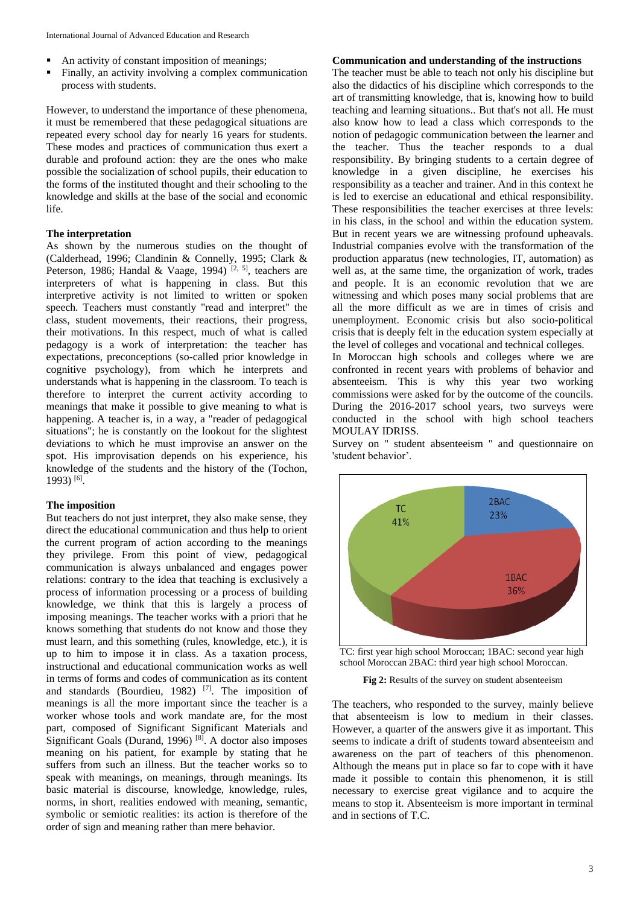- An activity of constant imposition of meanings;
- Finally, an activity involving a complex communication process with students.

However, to understand the importance of these phenomena, it must be remembered that these pedagogical situations are repeated every school day for nearly 16 years for students. These modes and practices of communication thus exert a durable and profound action: they are the ones who make possible the socialization of school pupils, their education to the forms of the instituted thought and their schooling to the knowledge and skills at the base of the social and economic life.

### The interpretation

As shown by the numerous studies on the thought of (Calderhead, 1996; Clandinin & Connelly, 1995; Clark & Peterson, 1986; Handal & Vaage, 1994) [2, 5], teachers are interpreters of what is happening in class. But this interpretive activity is not limited to written or spoken speech. Teachers must constantly "read and interpret" the class, student movements, their reactions, their progress, their motivations. In this respect, much of what is called pedagogy is a work of interpretation: the teacher has expectations, preconceptions (so-called prior knowledge in cognitive psychology), from which he interprets and understands what is happening in the classroom. To teach is therefore to interpret the current activity according to meanings that make it possible to give meaning to what is happening. A teacher is, in a way, a "reader of pedagogical situations"; he is constantly on the lookout for the slightest deviations to which he must improvise an answer on the spot. His improvisation depends on his experience, his knowledge of the students and the history of the (Tochon, 1993) [6].

### The imposition

But teachers do not just interpret, they also make sense, they direct the educational communication and thus help to orient the current program of action according to the meanings they privilege. From this point of view, pedagogical communication is always unbalanced and engages power relations: contrary to the idea that teaching is exclusively a process of information processing or a process of building knowledge, we think that this is largely a process of imposing meanings. The teacher works with a priori that he knows something that students do not know and those they must learn, and this something (rules, knowledge, etc.), it is up to him to impose it in class. As a taxation process, instructional and educational communication works as well in terms of forms and codes of communication as its content and standards (Bourdieu, 1982) [7]. The imposition of meanings is all the more important since the teacher is a worker whose tools and work mandate are, for the most part, composed of Significant Significant Materials and Significant Goals (Durand, 1996) [8]. A doctor also imposes meaning on his patient, for example by stating that he suffers from such an illness. But the teacher works so to speak with meanings, on meanings, through meanings. Its basic material is discourse, knowledge, knowledge, rules, norms, in short, realities endowed with meaning, semantic, symbolic or semiotic realities: its action is therefore of the order of sign and meaning rather than mere behavior.

### Communication and understanding of the instructions

The teacher must be able to teach not only his discipline but also the didactics of his discipline which corresponds to the art of transmitting knowledge, that is, knowing how to build teaching and learning situations.. But that's not all. He must also know how to lead a class which corresponds to the notion of pedagogic communication between the learner and the teacher. Thus the teacher responds to a dual responsibility. By bringing students to a certain degree of knowledge in a given discipline, he exercises his responsibility as a teacher and trainer. And in this context he is led to exercise an educational and ethical responsibility. These responsibilities the teacher exercises at three levels: in his class, in the school and within the education system. But in recent years we are witnessing profound upheavals. Industrial companies evolve with the transformation of the production apparatus (new technologies, IT, automation) as well as, at the same time, the organization of work, trades and people. It is an economic revolution that we are witnessing and which poses many social problems that are all the more difficult as we are in times of crisis and unemployment. Economic crisis but also socio-political crisis that is deeply felt in the education system especially at the level of colleges and vocational and technical colleges.

In Moroccan high schools and colleges where we are confronted in recent years with problems of behavior and absenteeism. This is why this year two working commissions were asked for by the outcome of the councils. During the 2016-2017 school years, two surveys were conducted in the school with high school teachers MOULAY IDRISS.

Survey on " student absenteeism " and questionnaire on 'student behavior'.

| Level | Share |
|---|---|
| TC | 41% |
| 1BAC | 36% |
| 2BAC | 23% |

TC: first year high school Moroccan; 1BAC: second year high school Moroccan 2BAC: third year high school Moroccan.

**Fig 2:** Results of the survey on student absenteeism

The teachers, who responded to the survey, mainly believe that absenteeism is low to medium in their classes. However, a quarter of the answers give it as important. This seems to indicate a drift of students toward absenteeism and awareness on the part of teachers of this phenomenon. Although the means put in place so far to cope with it have made it possible to contain this phenomenon, it is still necessary to exercise great vigilance and to acquire the means to stop it. Absenteeism is more important in terminal and in sections of T.C.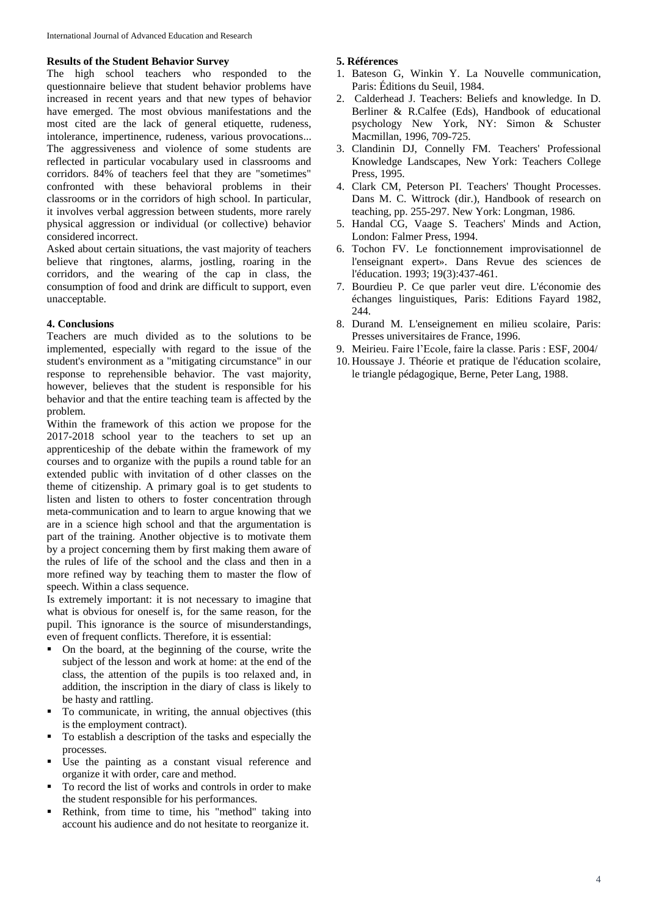**Results of the Student Behavior Survey**

The high school teachers who responded to the questionnaire believe that student behavior problems have increased in recent years and that new types of behavior have emerged. The most obvious manifestations and the most cited are the lack of general etiquette, rudeness, intolerance, impertinence, rudeness, various provocations... The aggressiveness and violence of some students are reflected in particular vocabulary used in classrooms and corridors. 84% of teachers feel that they are "sometimes" confronted with these behavioral problems in their classrooms or in the corridors of high school. In particular, it involves verbal aggression between students, more rarely physical aggression or individual (or collective) behavior considered incorrect.

Asked about certain situations, the vast majority of teachers believe that ringtones, alarms, jostling, roaring in the corridors, and the wearing of the cap in class, the consumption of food and drink are difficult to support, even unacceptable.

## 4. Conclusions

Teachers are much divided as to the solutions to be implemented, especially with regard to the issue of the student's environment as a "mitigating circumstance" in our response to reprehensible behavior. The vast majority, however, believes that the student is responsible for his behavior and that the entire teaching team is affected by the problem.

Within the framework of this action we propose for the 2017-2018 school year to the teachers to set up an apprenticeship of the debate within the framework of my courses and to organize with the pupils a round table for an extended public with invitation of d other classes on the theme of citizenship. A primary goal is to get students to listen and listen to others to foster concentration through meta-communication and to learn to argue knowing that we are in a science high school and that the argumentation is part of the training. Another objective is to motivate them by a project concerning them by first making them aware of the rules of life of the school and the class and then in a more refined way by teaching them to master the flow of speech. Within a class sequence.

Is extremely important: it is not necessary to imagine that what is obvious for oneself is, for the same reason, for the pupil. This ignorance is the source of misunderstandings, even of frequent conflicts. Therefore, it is essential:

- On the board, at the beginning of the course, write the subject of the lesson and work at home: at the end of the class, the attention of the pupils is too relaxed and, in addition, the inscription in the diary of class is likely to be hasty and rattling.
- To communicate, in writing, the annual objectives (this is the employment contract).
- To establish a description of the tasks and especially the processes.
- Use the painting as a constant visual reference and organize it with order, care and method.
- To record the list of works and controls in order to make the student responsible for his performances.
- Rethink, from time to time, his "method" taking into account his audience and do not hesitate to reorganize it.

## 5. Références

1. Bateson G, Winkin Y. La Nouvelle communication, Paris: Éditions du Seuil, 1984.
2. Calderhead J. Teachers: Beliefs and knowledge. In D. Berliner & R.Calfee (Eds), Handbook of educational psychology New York, NY: Simon & Schuster Macmillan, 1996, 709-725.
3. Clandinin DJ, Connelly FM. Teachers' Professional Knowledge Landscapes, New York: Teachers College Press, 1995.
4. Clark CM, Peterson PI. Teachers' Thought Processes. Dans M. C. Wittrock (dir.), Handbook of research on teaching, pp. 255-297. New York: Longman, 1986.
5. Handal CG, Vaage S. Teachers' Minds and Action, London: Falmer Press, 1994.
6. Tochon FV. Le fonctionnement improvisationnel de l'enseignant expert». Dans Revue des sciences de l'éducation. 1993; 19(3):437-461.
7. Bourdieu P. Ce que parler veut dire. L'économie des échanges linguistiques, Paris: Editions Fayard 1982, 244.
8. Durand M. L'enseignement en milieu scolaire, Paris: Presses universitaires de France, 1996.
9. Meirieu. Faire l'Ecole, faire la classe. Paris : ESF, 2004/
10. Houssaye J. Théorie et pratique de l'éducation scolaire, le triangle pédagogique, Berne, Peter Lang, 1988.